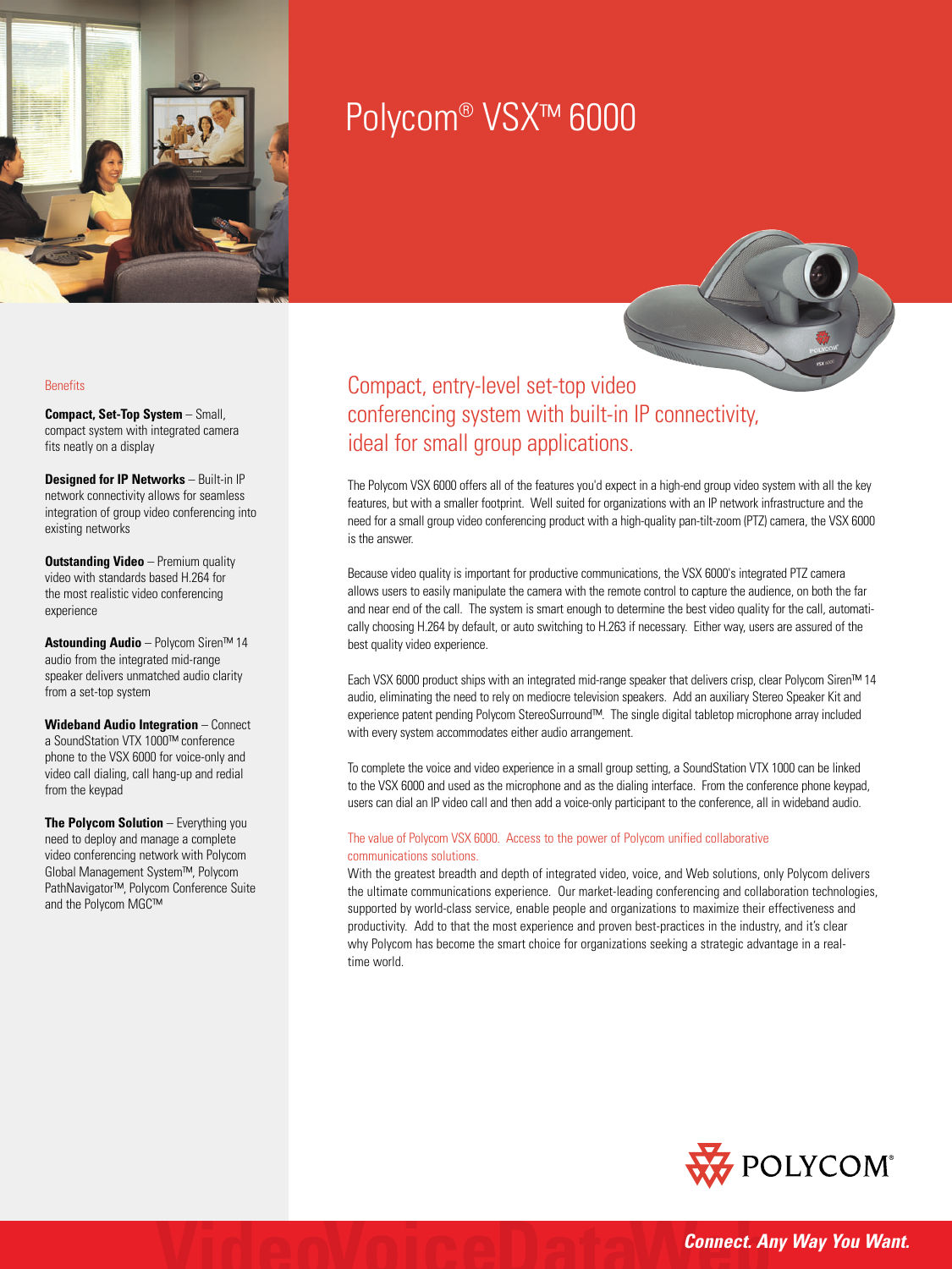# Polycom® VSX™ 6000

## Benefits

**Compact, Set-Top System** – Small, compact system with integrated camera fits neatly on a display

**Designed for IP Networks** – Built-in IP network connectivity allows for seamless integration of group video conferencing into existing networks

**Outstanding Video** – Premium quality video with standards based H.264 for the most realistic video conferencing experience

**Astounding Audio** – Polycom Siren™ 14 audio from the integrated mid-range speaker delivers unmatched audio clarity from a set-top system

**Wideband Audio Integration** – Connect a SoundStation VTX 1000™ conference phone to the VSX 6000 for voice-only and video call dialing, call hang-up and redial from the keypad

**The Polycom Solution** – Everything you need to deploy and manage a complete video conferencing network with Polycom Global Management System™, Polycom PathNavigator™, Polycom Conference Suite and the Polycom MGC™

## Compact, entry-level set-top video conferencing system with built-in IP connectivity, ideal for small group applications.

The Polycom VSX 6000 offers all of the features you'd expect in a high-end group video system with all the key features, but with a smaller footprint. Well suited for organizations with an IP network infrastructure and the need for a small group video conferencing product with a high-quality pan-tilt-zoom (PTZ) camera, the VSX 6000 is the answer.

Because video quality is important for productive communications, the VSX 6000's integrated PTZ camera allows users to easily manipulate the camera with the remote control to capture the audience, on both the far and near end of the call. The system is smart enough to determine the best video quality for the call, automatically choosing H.264 by default, or auto switching to H.263 if necessary. Either way, users are assured of the best quality video experience.

Each VSX 6000 product ships with an integrated mid-range speaker that delivers crisp, clear Polycom Siren™ 14 audio, eliminating the need to rely on mediocre television speakers. Add an auxiliary Stereo Speaker Kit and experience patent pending Polycom StereoSurround™. The single digital tabletop microphone array included with every system accommodates either audio arrangement.

To complete the voice and video experience in a small group setting, a SoundStation VTX 1000 can be linked to the VSX 6000 and used as the microphone and as the dialing interface. From the conference phone keypad, users can dial an IP video call and then add a voice-only participant to the conference, all in wideband audio.

### The value of Polycom VSX 6000. Access to the power of Polycom unified collaborative communications solutions.

With the greatest breadth and depth of integrated video, voice, and Web solutions, only Polycom delivers the ultimate communications experience. Our market-leading conferencing and collaboration technologies, supported by world-class service, enable people and organizations to maximize their effectiveness and productivity. Add to that the most experience and proven best-practices in the industry, and it's clear why Polycom has become the smart choice for organizations seeking a strategic advantage in a real-time world.

POLYCOM®

*Connect. Any Way You Want.*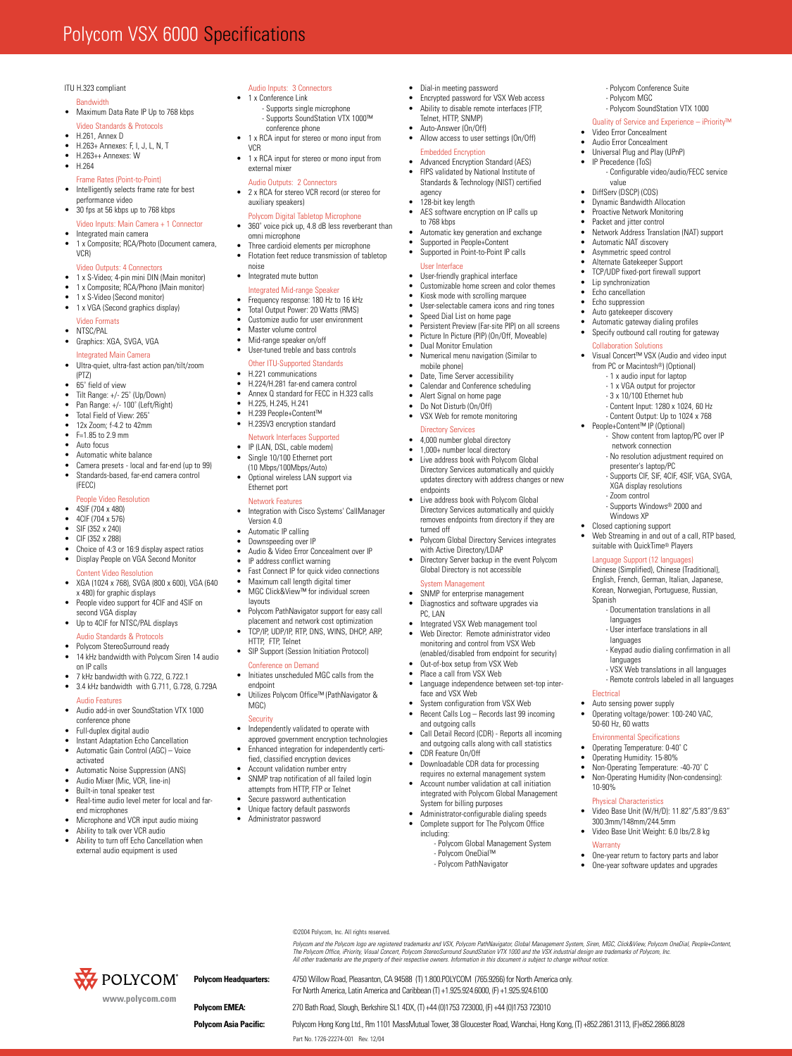# Polycom VSX 6000 Specifications

ITU H.323 compliant

### Bandwidth

- Maximum Data Rate IP Up to 768 kbps

### Video Standards & Protocols

- H.261, Annex D
- H.263+ Annexes: F, I, J, L, N, T
- H.263++ Annexes: W
- H.264

### Frame Rates (Point-to-Point)

- Intelligently selects frame rate for best performance video
- 30 fps at 56 kbps up to 768 kbps

### Video Inputs: Main Camera + 1 Connector

- Integrated main camera
- 1 x Composite; RCA/Photo (Document camera, VCR)

### Video Outputs: 4 Connectors

- 1 x S-Video; 4-pin mini DIN (Main monitor)
- 1 x Composite; RCA/Phono (Main monitor)
- 1 x S-Video (Second monitor)
- 1 x VGA (Second graphics display)

### Video Formats

- NTSC/PAL
- Graphics: XGA, SVGA, VGA

### Integrated Main Camera

- Ultra-quiet, ultra-fast action pan/tilt/zoom (PTZ)
- 65° field of view
- Tilt Range: +/- 25° (Up/Down)
- Pan Range: +/- 100° (Left/Right)
- Total Field of View: 265°
- 12x Zoom; f-4.2 to 42mm
- F=1.85 to 2.9 mm
- Auto focus
- Automatic white balance
- Camera presets - local and far-end (up to 99)
- Standards-based, far-end camera control (FECC)

### People Video Resolution

- 4SIF (704 x 480)
- 4CIF (704 x 576)
- SIF (352 x 240)
- CIF (352 x 288)
- Choice of 4:3 or 16:9 display aspect ratios
- Display People on VGA Second Monitor

### Content Video Resolution

- XGA (1024 x 768), SVGA (800 x 600), VGA (640 x 480) for graphic displays
- People video support for 4CIF and 4SIF on second VGA display
- Up to 4CIF for NTSC/PAL displays

### Audio Standards & Protocols

- Polycom StereoSurround ready
- 14 kHz bandwidth with Polycom Siren 14 audio on IP calls
- 7 kHz bandwidth with G.722, G.722.1
- 3.4 kHz bandwidth with G.711, G.728, G.729A

### Audio Features

- Audio add-in over SoundStation VTX 1000 conference phone
- Full-duplex digital audio
- Instant Adaptation Echo Cancellation
- Automatic Gain Control (AGC) – Voice activated
- Automatic Noise Suppression (ANS)
- Audio Mixer (Mic, VCR, line-in)
- Built-in tonal speaker test
- Real-time audio level meter for local and far-end microphones
- Microphone and VCR input audio mixing
- Ability to talk over VCR audio
- Ability to turn off Echo Cancellation when external audio equipment is used

### Audio Inputs: 3 Connectors

- 1 x Conference Link
  - Supports single microphone
  - Supports SoundStation VTX 1000™ conference phone
- 1 x RCA input for stereo or mono input from VCR
- 1 x RCA input for stereo or mono input from external mixer

### Audio Outputs: 2 Connectors

- 2 x RCA for stereo VCR record (or stereo for auxiliary speakers)

### Polycom Digital Tabletop Microphone

- 360° voice pick up, 4.8 dB less reverberant than omni microphone
- Three cardioid elements per microphone
- Flotation feet reduce transmission of tabletop noise
- Integrated mute button

### Integrated Mid-range Speaker

- Frequency response: 180 Hz to 16 kHz
- Total Output Power: 20 Watts (RMS)
- Customize audio for user environment
- Master volume control
- Mid-range speaker on/off
- User-tuned treble and bass controls

### Other ITU-Supported Standards

- H.221 communications
- H.224/H.281 far-end camera control
- Annex Q standard for FECC in H.323 calls
- H.225, H.245, H.241
- H.239 People+Content™
- H.235V3 encryption standard

### Network Interfaces Supported

- IP (LAN, DSL, cable modem)
- Single 10/100 Ethernet port (10 Mbps/100Mbps/Auto)
- Optional wireless LAN support via Ethernet port

### Network Features

- Integration with Cisco Systems' CallManager Version 4.0
- Automatic IP calling
- Downspeeding over IP
- Audio & Video Error Concealment over IP
- IP address conflict warning
- Fast Connect IP for quick video connections
- Maximum call length digital timer
- MGC Click&View™ for individual screen layouts
- Polycom PathNavigator support for easy call placement and network cost optimization
- TCP/IP, UDP/IP, RTP, DNS, WINS, DHCP, ARP, HTTP, FTP, Telnet
- SIP Support (Session Initiation Protocol)

### Conference on Demand

- Initiates unscheduled MGC calls from the endpoint
- Utilizes Polycom Office™ (PathNavigator & MGC)

### Security

- Independently validated to operate with approved government encryption technologies
- Enhanced integration for independently certified, classified encryption devices
- Account validation number entry
- SNMP trap notification of all failed login attempts from HTTP, FTP or Telnet
- Secure password authentication
- Unique factory default passwords
- Administrator password
- Dial-in meeting password
- Encrypted password for VSX Web access
- Ability to disable remote interfaces (FTP, Telnet, HTTP, SNMP)
- Auto-Answer (On/Off)
- Allow access to user settings (On/Off)

### Embedded Encryption

- Advanced Encryption Standard (AES)
- FIPS validated by National Institute of Standards & Technology (NIST) certified agency
- 128-bit key length
- AES software encryption on IP calls up to 768 kbps
- Automatic key generation and exchange
- Supported in People+Content
- Supported in Point-to-Point IP calls

### User Interface

- User-friendly graphical interface
- Customizable home screen and color themes
- Kiosk mode with scrolling marquee
- User-selectable camera icons and ring tones
- Speed Dial List on home page
- Persistent Preview (Far-site PIP) on all screens
- Picture In Picture (PIP) (On/Off, Moveable)
- Dual Monitor Emulation
- Numerical menu navigation (Similar to mobile phone)
- Date, Time Server accessibility
- Calendar and Conference scheduling
- Alert Signal on home page
- Do Not Disturb (On/Off)
- VSX Web for remote monitoring

### Directory Services

- 4,000 number global directory
- 1,000+ number local directory
- Live address book with Polycom Global Directory Services automatically and quickly updates directory with address changes or new endpoints
- Live address book with Polycom Global Directory Services automatically and quickly removes endpoints from directory if they are turned off
- Polycom Global Directory Services integrates with Active Directory/LDAP
- Directory Server backup in the event Polycom Global Directory is not accessible

### System Management

- SNMP for enterprise management
- Diagnostics and software upgrades via PC, LAN
- Integrated VSX Web management tool
- Web Director: Remote administrator video monitoring and control from VSX Web (enabled/disabled from endpoint for security)
- Out-of-box setup from VSX Web
- Place a call from VSX Web
- Language independence between set-top interface and VSX Web
- System configuration from VSX Web
- Recent Calls Log – Records last 99 incoming and outgoing calls
- Call Detail Record (CDR) - Reports all incoming and outgoing calls along with call statistics
- CDR Feature On/Off
- Downloadable CDR data for processing requires no external management system
- Account number validation at call initiation integrated with Polycom Global Management System for billing purposes
- Administrator-configurable dialing speeds
- Complete support for The Polycom Office including:
  - Polycom Global Management System
  - Polycom OneDial™
  - Polycom PathNavigator
  - Polycom Conference Suite
  - Polycom MGC
  - Polycom SoundStation VTX 1000

### Quality of Service and Experience – iPriority™

- Video Error Concealment
- Audio Error Concealment
- Universal Plug and Play (UPnP)
- IP Precedence (ToS)
  - Configurable video/audio/FECC service value
- DiffServ (DSCP) (COS)
- Dynamic Bandwidth Allocation
- Proactive Network Monitoring
- Packet and jitter control
- Network Address Translation (NAT) support
- Automatic NAT discovery
- Asymmetric speed control
- Alternate Gatekeeper Support
- TCP/UDP fixed-port firewall support
- Lip synchronization
- Echo cancellation
- Echo suppression
- Auto gatekeeper discovery
- Automatic gateway dialing profiles
- Specify outbound call routing for gateway

### Collaboration Solutions

- Visual Concert™ VSX (Audio and video input from PC or Macintosh®) (Optional)
  - 1 x audio input for laptop
  - 1 x VGA output for projector
  - 3 x 10/100 Ethernet hub
  - Content Input: 1280 x 1024, 60 Hz
  - Content Output: Up to 1024 x 768
- People+Content™ IP (Optional)
  - Show content from laptop/PC over IP network connection
  - No resolution adjustment required on presenter's laptop/PC
  - Supports CIF, SIF, 4CIF, 4SIF, VGA, SVGA, XGA display resolutions
  - Zoom control
  - Supports Windows® 2000 and Windows XP
- Closed captioning support
- Web Streaming in and out of a call, RTP based, suitable with QuickTime® Players

### Language Support (12 languages)

Chinese (Simplified), Chinese (Traditional), English, French, German, Italian, Japanese, Korean, Norwegian, Portuguese, Russian, Spanish

- Documentation translations in all languages
- User interface translations in all languages
- Keypad audio dialing confirmation in all languages
- VSX Web translations in all languages
- Remote controls labeled in all languages

### Electrical

- Auto sensing power supply
- Operating voltage/power: 100-240 VAC, 50-60 Hz, 60 watts

### Environmental Specifications

- Operating Temperature: 0-40° C
- Operating Humidity: 15-80%
- Non-Operating Temperature: -40-70° C
- Non-Operating Humidity (Non-condensing): 10-90%

### Physical Characteristics

- Video Base Unit (W/H/D): 11.82"/5.83"/9.63" 300.3mm/148mm/244.5mm
- Video Base Unit Weight: 6.0 lbs/2.8 kg

### Warranty

- One-year return to factory parts and labor
- One-year software updates and upgrades

©2004 Polycom, Inc. All rights reserved.

*Polycom and the Polycom logo are registered trademarks and VSX, Polycom PathNavigator, Global Management System, Siren, MGC, Click&View, Polycom OneDial, People+Content, The Polycom Office, iPriority, Visual Concert, Polycom StereoSurround SoundStation VTX 1000 and the VSX industrial design are trademarks of Polycom, Inc. All other trademarks are the property of their respective owners. Information in this document is subject to change without notice.*

POLYCOM
www.polycom.com

**Polycom Headquarters:** 4750 Willow Road, Pleasanton, CA 94588 (T) 1.800.POLYCOM (765.9266) for North America only. For North America, Latin America and Caribbean (T) +1.925.924.6000, (F) +1.925.924.6100

**Polycom EMEA:** 270 Bath Road, Slough, Berkshire SL1 4DX, (T) +44 (0)1753 723000, (F) +44 (0)1753 723010

**Polycom Asia Pacific:** Polycom Hong Kong Ltd., Rm 1101 MassMutual Tower, 38 Gloucester Road, Wanchai, Hong Kong, (T) +852.2861.3113, (F)+852.2866.8028

Part No. 1726-22274-001 Rev. 12/04